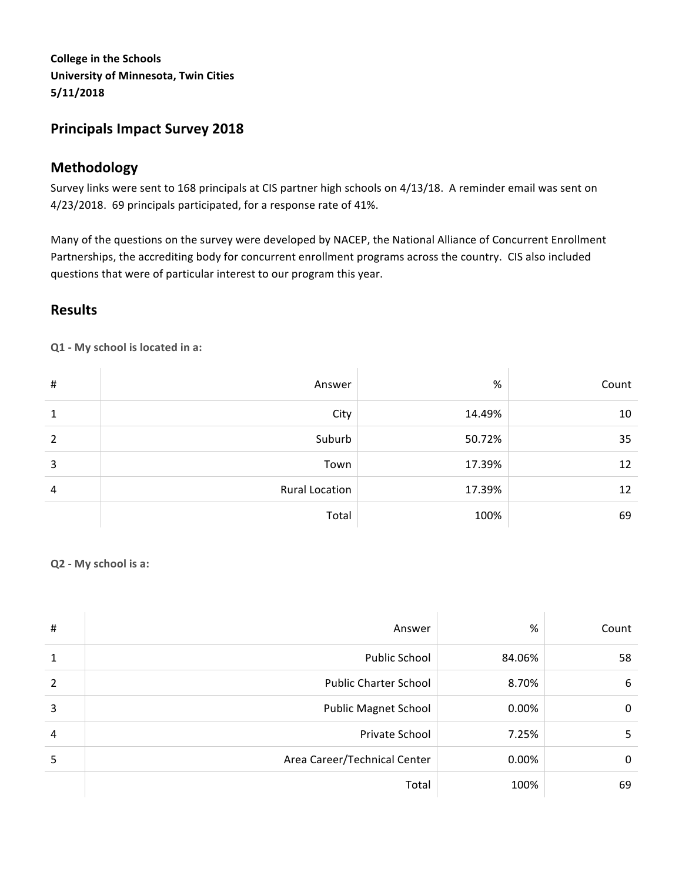**College in the Schools**
**University of Minnesota, Twin Cities**
**5/11/2018**

## Principals Impact Survey 2018

## Methodology

Survey links were sent to 168 principals at CIS partner high schools on 4/13/18. A reminder email was sent on 4/23/2018. 69 principals participated, for a response rate of 41%.

Many of the questions on the survey were developed by NACEP, the National Alliance of Concurrent Enrollment Partnerships, the accrediting body for concurrent enrollment programs across the country. CIS also included questions that were of particular interest to our program this year.

## Results

**Q1 - My school is located in a:**

| # | Answer | % | Count |
|---|---|---|---|
| 1 | City | 14.49% | 10 |
| 2 | Suburb | 50.72% | 35 |
| 3 | Town | 17.39% | 12 |
| 4 | Rural Location | 17.39% | 12 |
| | Total | 100% | 69 |

**Q2 - My school is a:**

| # | Answer | % | Count |
|---|---|---|---|
| 1 | Public School | 84.06% | 58 |
| 2 | Public Charter School | 8.70% | 6 |
| 3 | Public Magnet School | 0.00% | 0 |
| 4 | Private School | 7.25% | 5 |
| 5 | Area Career/Technical Center | 0.00% | 0 |
| | Total | 100% | 69 |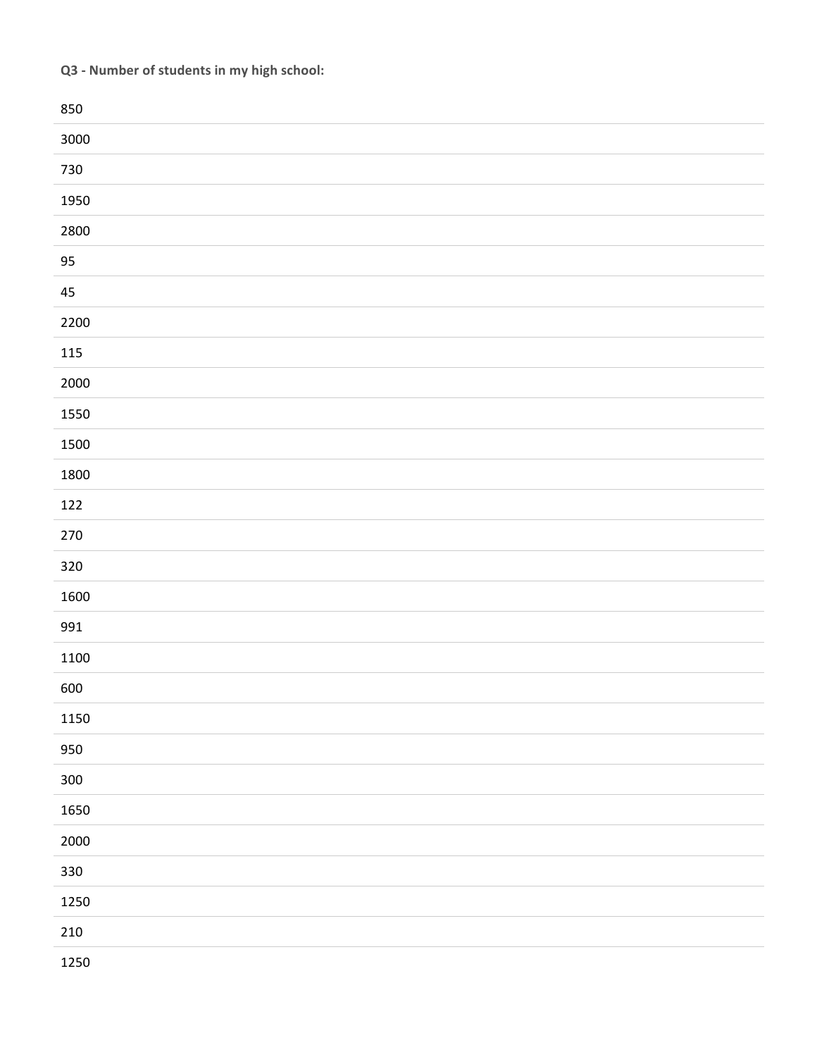**Q3 - Number of students in my high school:**

850

3000

730

1950

2800

95

45

2200

115

2000

1550

1500

1800

122

270

320

1600

991

1100

600

1150

950

300

1650

2000

330

1250

210

1250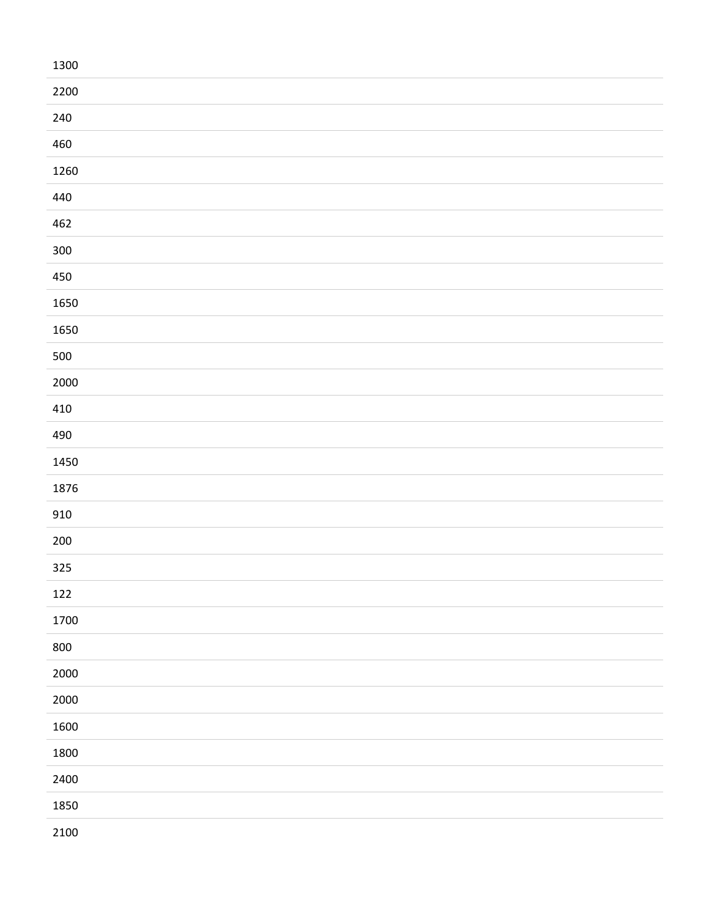| |
|---|
| 1300 |
| 2200 |
| 240 |
| 460 |
| 1260 |
| 440 |
| 462 |
| 300 |
| 450 |
| 1650 |
| 1650 |
| 500 |
| 2000 |
| 410 |
| 490 |
| 1450 |
| 1876 |
| 910 |
| 200 |
| 325 |
| 122 |
| 1700 |
| 800 |
| 2000 |
| 2000 |
| 1600 |
| 1800 |
| 2400 |
| 1850 |
| 2100 |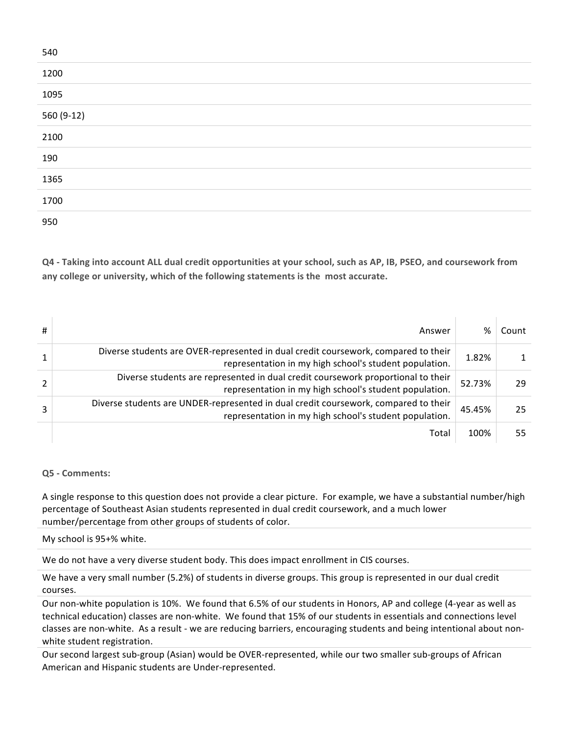540

1200

1095

560 (9-12)

2100

190

1365

1700

950

**Q4 - Taking into account ALL dual credit opportunities at your school, such as AP, IB, PSEO, and coursework from any college or university, which of the following statements is the most accurate.**

| # | Answer | % | Count |
|---|---|---|---|
| 1 | Diverse students are OVER-represented in dual credit coursework, compared to their representation in my high school's student population. | 1.82% | 1 |
| 2 | Diverse students are represented in dual credit coursework proportional to their representation in my high school's student population. | 52.73% | 29 |
| 3 | Diverse students are UNDER-represented in dual credit coursework, compared to their representation in my high school's student population. | 45.45% | 25 |
| | Total | 100% | 55 |

**Q5 - Comments:**

A single response to this question does not provide a clear picture. For example, we have a substantial number/high percentage of Southeast Asian students represented in dual credit coursework, and a much lower number/percentage from other groups of students of color.

My school is 95+% white.

We do not have a very diverse student body. This does impact enrollment in CIS courses.

We have a very small number (5.2%) of students in diverse groups. This group is represented in our dual credit courses.

Our non-white population is 10%. We found that 6.5% of our students in Honors, AP and college (4-year as well as technical education) classes are non-white. We found that 15% of our students in essentials and connections level classes are non-white. As a result - we are reducing barriers, encouraging students and being intentional about non-white student registration.

Our second largest sub-group (Asian) would be OVER-represented, while our two smaller sub-groups of African American and Hispanic students are Under-represented.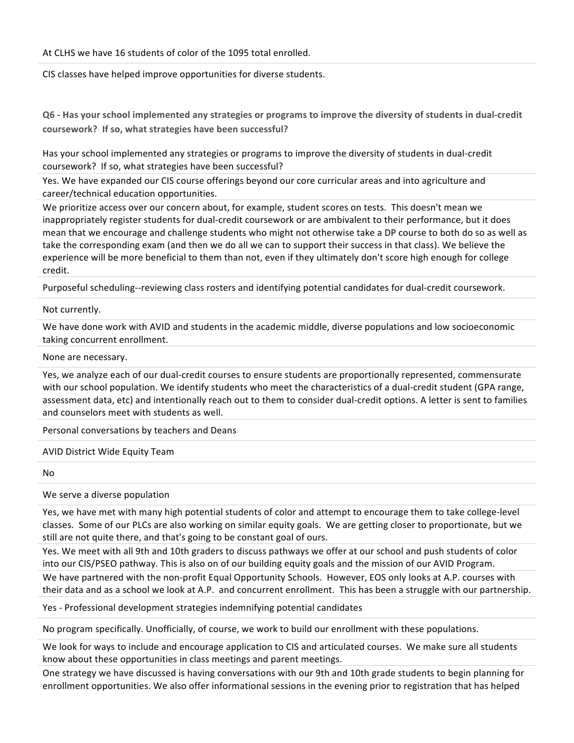At CLHS we have 16 students of color of the 1095 total enrolled.

CIS classes have helped improve opportunities for diverse students.

**Q6 - Has your school implemented any strategies or programs to improve the diversity of students in dual-credit coursework? If so, what strategies have been successful?**

Has your school implemented any strategies or programs to improve the diversity of students in dual-credit coursework? If so, what strategies have been successful?

Yes. We have expanded our CIS course offerings beyond our core curricular areas and into agriculture and career/technical education opportunities.

We prioritize access over our concern about, for example, student scores on tests. This doesn't mean we inappropriately register students for dual-credit coursework or are ambivalent to their performance, but it does mean that we encourage and challenge students who might not otherwise take a DP course to both do so as well as take the corresponding exam (and then we do all we can to support their success in that class). We believe the experience will be more beneficial to them than not, even if they ultimately don't score high enough for college credit.

Purposeful scheduling--reviewing class rosters and identifying potential candidates for dual-credit coursework.

Not currently.

We have done work with AVID and students in the academic middle, diverse populations and low socioeconomic taking concurrent enrollment.

None are necessary.

Yes, we analyze each of our dual-credit courses to ensure students are proportionally represented, commensurate with our school population. We identify students who meet the characteristics of a dual-credit student (GPA range, assessment data, etc) and intentionally reach out to them to consider dual-credit options. A letter is sent to families and counselors meet with students as well.

Personal conversations by teachers and Deans

AVID District Wide Equity Team

No

We serve a diverse population

Yes, we have met with many high potential students of color and attempt to encourage them to take college-level classes. Some of our PLCs are also working on similar equity goals. We are getting closer to proportionate, but we still are not quite there, and that's going to be constant goal of ours.

Yes. We meet with all 9th and 10th graders to discuss pathways we offer at our school and push students of color into our CIS/PSEO pathway. This is also on of our building equity goals and the mission of our AVID Program.

We have partnered with the non-profit Equal Opportunity Schools. However, EOS only looks at A.P. courses with their data and as a school we look at A.P. and concurrent enrollment. This has been a struggle with our partnership.

Yes - Professional development strategies indemnifying potential candidates

No program specifically. Unofficially, of course, we work to build our enrollment with these populations.

We look for ways to include and encourage application to CIS and articulated courses. We make sure all students know about these opportunities in class meetings and parent meetings.

One strategy we have discussed is having conversations with our 9th and 10th grade students to begin planning for enrollment opportunities. We also offer informational sessions in the evening prior to registration that has helped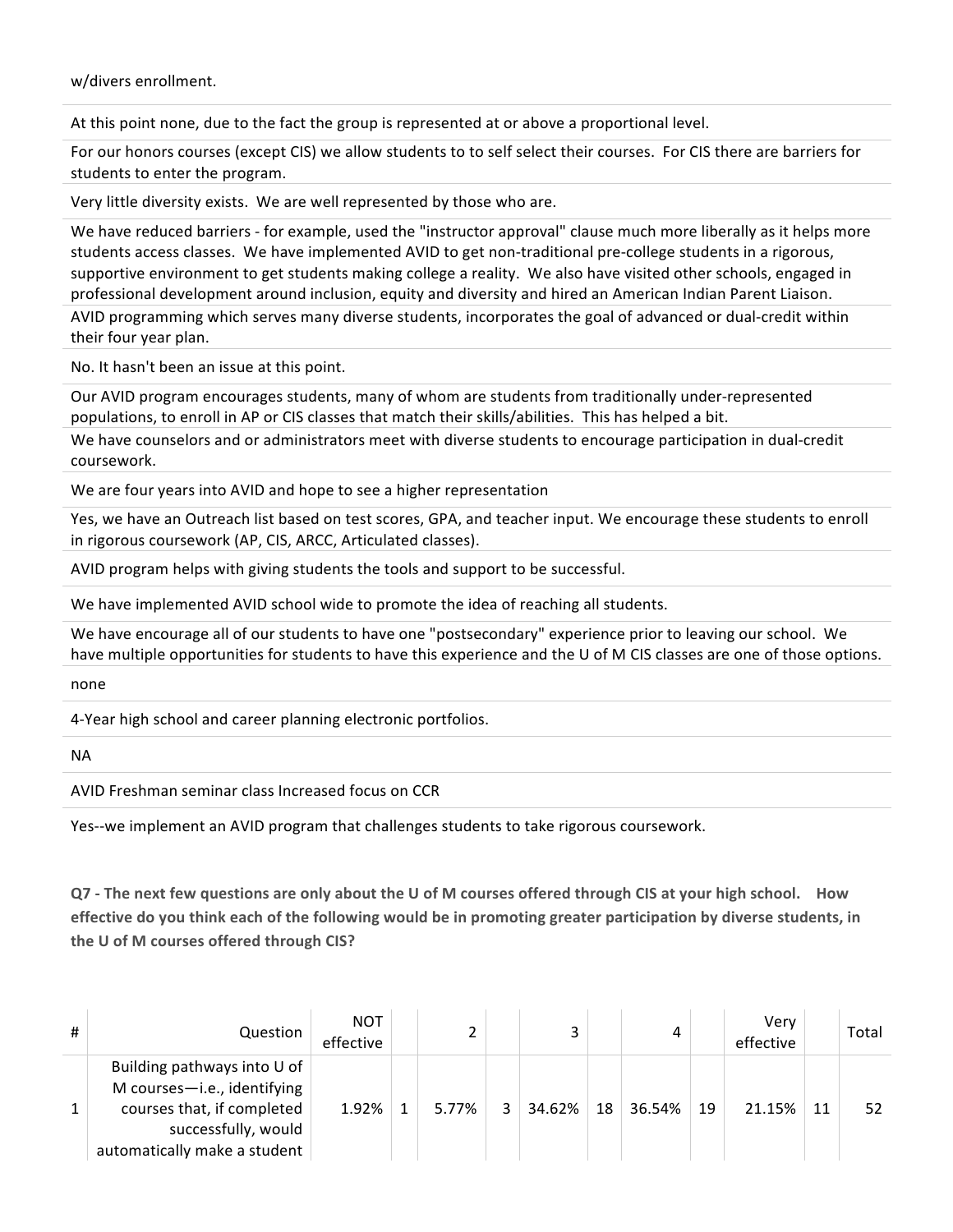w/divers enrollment.

At this point none, due to the fact the group is represented at or above a proportional level.

For our honors courses (except CIS) we allow students to to self select their courses. For CIS there are barriers for students to enter the program.

Very little diversity exists. We are well represented by those who are.

We have reduced barriers - for example, used the "instructor approval" clause much more liberally as it helps more students access classes. We have implemented AVID to get non-traditional pre-college students in a rigorous, supportive environment to get students making college a reality. We also have visited other schools, engaged in professional development around inclusion, equity and diversity and hired an American Indian Parent Liaison.

AVID programming which serves many diverse students, incorporates the goal of advanced or dual-credit within their four year plan.

No. It hasn't been an issue at this point.

Our AVID program encourages students, many of whom are students from traditionally under-represented populations, to enroll in AP or CIS classes that match their skills/abilities. This has helped a bit.

We have counselors and or administrators meet with diverse students to encourage participation in dual-credit coursework.

We are four years into AVID and hope to see a higher representation

Yes, we have an Outreach list based on test scores, GPA, and teacher input. We encourage these students to enroll in rigorous coursework (AP, CIS, ARCC, Articulated classes).

AVID program helps with giving students the tools and support to be successful.

We have implemented AVID school wide to promote the idea of reaching all students.

We have encourage all of our students to have one "postsecondary" experience prior to leaving our school. We have multiple opportunities for students to have this experience and the U of M CIS classes are one of those options.

none

4-Year high school and career planning electronic portfolios.

NA

AVID Freshman seminar class Increased focus on CCR

Yes--we implement an AVID program that challenges students to take rigorous coursework.

**Q7 - The next few questions are only about the U of M courses offered through CIS at your high school. How effective do you think each of the following would be in promoting greater participation by diverse students, in the U of M courses offered through CIS?**

| # | Question | NOT effective | | 2 | | 3 | | 4 | | Very effective | | Total |
|---|---|---|---|---|---|---|---|---|---|---|---|---|
| 1 | Building pathways into U of M courses—i.e., identifying courses that, if completed successfully, would automatically make a student | 1.92% | 1 | 5.77% | 3 | 34.62% | 18 | 36.54% | 19 | 21.15% | 11 | 52 |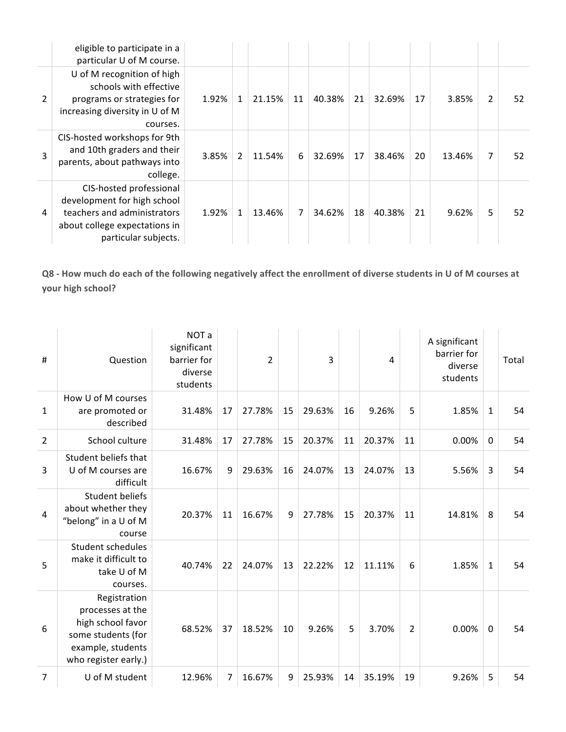| # | Question | | | | | | | | | | | Total |
|---|---|---|---|---|---|---|---|---|---|---|---|---|
| | eligible to participate in a particular U of M course. | | | | | | | | | | | |
| 2 | U of M recognition of high schools with effective programs or strategies for increasing diversity in U of M courses. | 1.92% | 1 | 21.15% | 11 | 40.38% | 21 | 32.69% | 17 | 3.85% | 2 | 52 |
| 3 | CIS-hosted workshops for 9th and 10th graders and their parents, about pathways into college. | 3.85% | 2 | 11.54% | 6 | 32.69% | 17 | 38.46% | 20 | 13.46% | 7 | 52 |
| 4 | CIS-hosted professional development for high school teachers and administrators about college expectations in particular subjects. | 1.92% | 1 | 13.46% | 7 | 34.62% | 18 | 40.38% | 21 | 9.62% | 5 | 52 |

**Q8 - How much do each of the following negatively affect the enrollment of diverse students in U of M courses at your high school?**

| # | Question | NOT a significant barrier for diverse students | | 2 | | 3 | | 4 | | A significant barrier for diverse students | | Total |
|---|---|---|---|---|---|---|---|---|---|---|---|---|
| 1 | How U of M courses are promoted or described | 31.48% | 17 | 27.78% | 15 | 29.63% | 16 | 9.26% | 5 | 1.85% | 1 | 54 |
| 2 | School culture | 31.48% | 17 | 27.78% | 15 | 20.37% | 11 | 20.37% | 11 | 0.00% | 0 | 54 |
| 3 | Student beliefs that U of M courses are difficult | 16.67% | 9 | 29.63% | 16 | 24.07% | 13 | 24.07% | 13 | 5.56% | 3 | 54 |
| 4 | Student beliefs about whether they "belong" in a U of M course | 20.37% | 11 | 16.67% | 9 | 27.78% | 15 | 20.37% | 11 | 14.81% | 8 | 54 |
| 5 | Student schedules make it difficult to take U of M courses. | 40.74% | 22 | 24.07% | 13 | 22.22% | 12 | 11.11% | 6 | 1.85% | 1 | 54 |
| 6 | Registration processes at the high school favor some students (for example, students who register early.) | 68.52% | 37 | 18.52% | 10 | 9.26% | 5 | 3.70% | 2 | 0.00% | 0 | 54 |
| 7 | U of M student | 12.96% | 7 | 16.67% | 9 | 25.93% | 14 | 35.19% | 19 | 9.26% | 5 | 54 |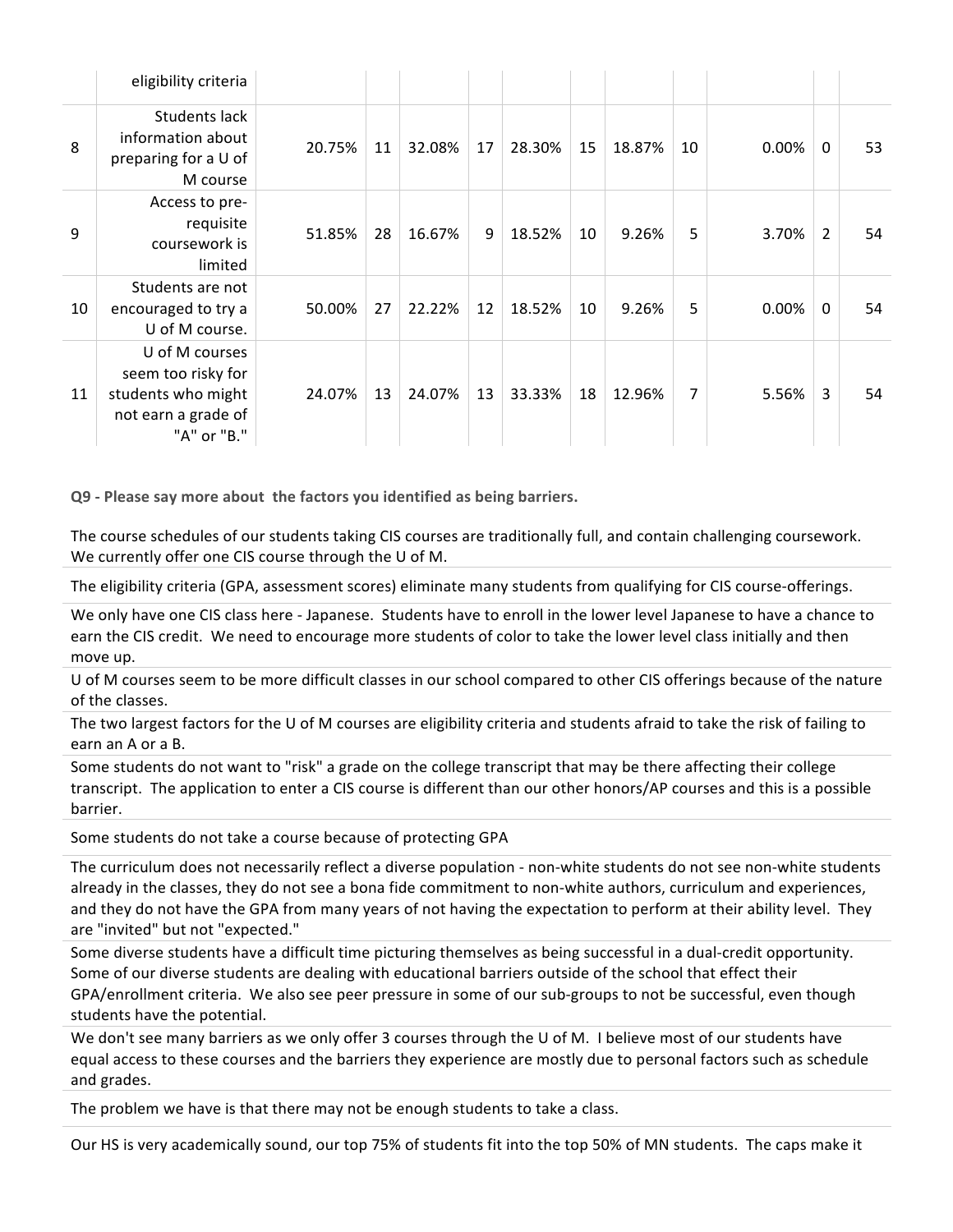| | | | | | | | | | | | | |
|---|---|---|---|---|---|---|---|---|---|---|---|---|
| | eligibility criteria | | | | | | | | | | | |
| 8 | Students lack information about preparing for a U of M course | 20.75% | 11 | 32.08% | 17 | 28.30% | 15 | 18.87% | 10 | 0.00% | 0 | 53 |
| 9 | Access to pre-requisite coursework is limited | 51.85% | 28 | 16.67% | 9 | 18.52% | 10 | 9.26% | 5 | 3.70% | 2 | 54 |
| 10 | Students are not encouraged to try a U of M course. | 50.00% | 27 | 22.22% | 12 | 18.52% | 10 | 9.26% | 5 | 0.00% | 0 | 54 |
| 11 | U of M courses seem too risky for students who might not earn a grade of "A" or "B." | 24.07% | 13 | 24.07% | 13 | 33.33% | 18 | 12.96% | 7 | 5.56% | 3 | 54 |

**Q9 - Please say more about the factors you identified as being barriers.**

The course schedules of our students taking CIS courses are traditionally full, and contain challenging coursework. We currently offer one CIS course through the U of M.

The eligibility criteria (GPA, assessment scores) eliminate many students from qualifying for CIS course-offerings.

We only have one CIS class here - Japanese. Students have to enroll in the lower level Japanese to have a chance to earn the CIS credit. We need to encourage more students of color to take the lower level class initially and then move up.

U of M courses seem to be more difficult classes in our school compared to other CIS offerings because of the nature of the classes.

The two largest factors for the U of M courses are eligibility criteria and students afraid to take the risk of failing to earn an A or a B.

Some students do not want to "risk" a grade on the college transcript that may be there affecting their college transcript. The application to enter a CIS course is different than our other honors/AP courses and this is a possible barrier.

Some students do not take a course because of protecting GPA

The curriculum does not necessarily reflect a diverse population - non-white students do not see non-white students already in the classes, they do not see a bona fide commitment to non-white authors, curriculum and experiences, and they do not have the GPA from many years of not having the expectation to perform at their ability level. They are "invited" but not "expected."

Some diverse students have a difficult time picturing themselves as being successful in a dual-credit opportunity. Some of our diverse students are dealing with educational barriers outside of the school that effect their GPA/enrollment criteria. We also see peer pressure in some of our sub-groups to not be successful, even though students have the potential.

We don't see many barriers as we only offer 3 courses through the U of M. I believe most of our students have equal access to these courses and the barriers they experience are mostly due to personal factors such as schedule and grades.

The problem we have is that there may not be enough students to take a class.

Our HS is very academically sound, our top 75% of students fit into the top 50% of MN students. The caps make it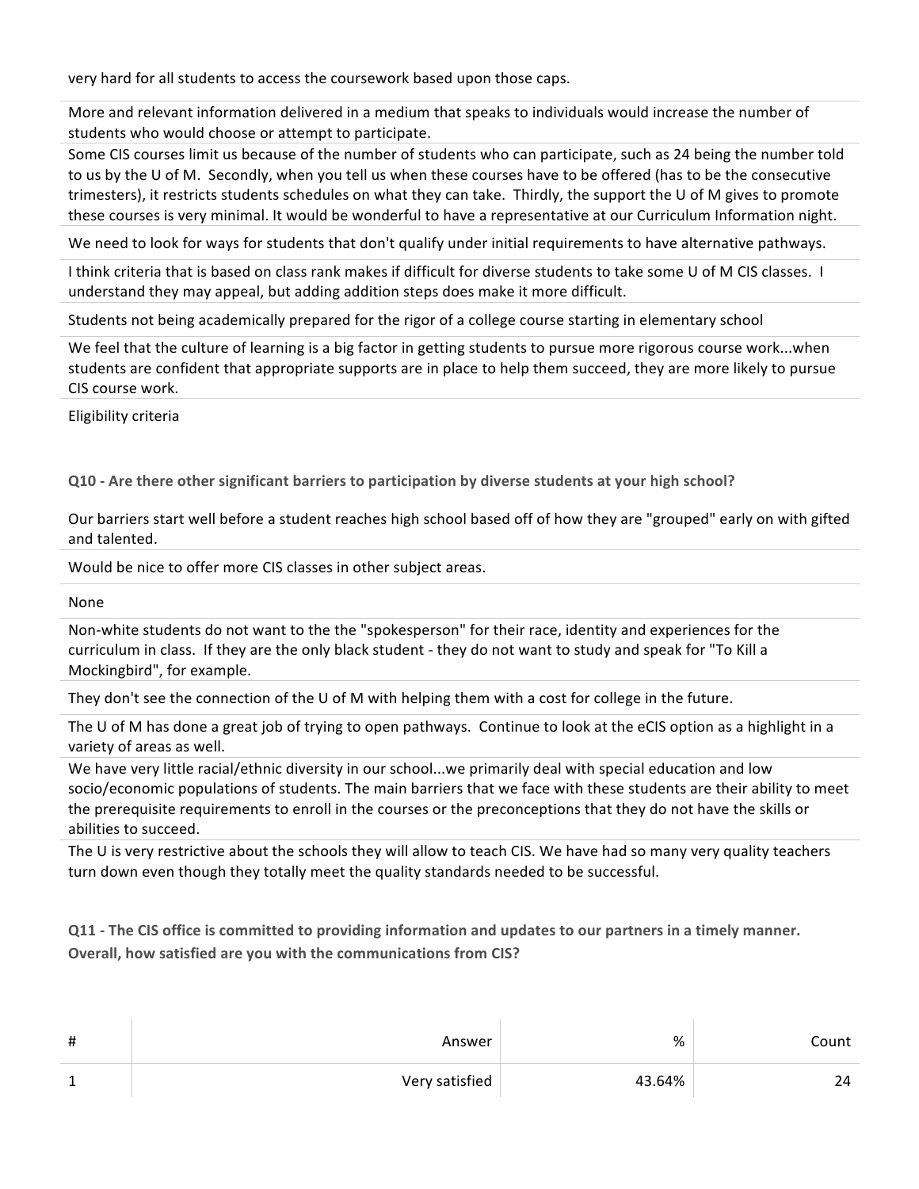very hard for all students to access the coursework based upon those caps.

More and relevant information delivered in a medium that speaks to individuals would increase the number of students who would choose or attempt to participate.

Some CIS courses limit us because of the number of students who can participate, such as 24 being the number told to us by the U of M. Secondly, when you tell us when these courses have to be offered (has to be the consecutive trimesters), it restricts students schedules on what they can take. Thirdly, the support the U of M gives to promote these courses is very minimal. It would be wonderful to have a representative at our Curriculum Information night.

We need to look for ways for students that don't qualify under initial requirements to have alternative pathways.

I think criteria that is based on class rank makes if difficult for diverse students to take some U of M CIS classes. I understand they may appeal, but adding addition steps does make it more difficult.

Students not being academically prepared for the rigor of a college course starting in elementary school

We feel that the culture of learning is a big factor in getting students to pursue more rigorous course work...when students are confident that appropriate supports are in place to help them succeed, they are more likely to pursue CIS course work.

Eligibility criteria

**Q10 - Are there other significant barriers to participation by diverse students at your high school?**

Our barriers start well before a student reaches high school based off of how they are "grouped" early on with gifted and talented.

Would be nice to offer more CIS classes in other subject areas.

None

Non-white students do not want to the the "spokesperson" for their race, identity and experiences for the curriculum in class. If they are the only black student - they do not want to study and speak for "To Kill a Mockingbird", for example.

They don't see the connection of the U of M with helping them with a cost for college in the future.

The U of M has done a great job of trying to open pathways. Continue to look at the eCIS option as a highlight in a variety of areas as well.

We have very little racial/ethnic diversity in our school...we primarily deal with special education and low socio/economic populations of students. The main barriers that we face with these students are their ability to meet the prerequisite requirements to enroll in the courses or the preconceptions that they do not have the skills or abilities to succeed.

The U is very restrictive about the schools they will allow to teach CIS. We have had so many very quality teachers turn down even though they totally meet the quality standards needed to be successful.

**Q11 - The CIS office is committed to providing information and updates to our partners in a timely manner. Overall, how satisfied are you with the communications from CIS?**

| # | Answer | % | Count |
|---|---|---|---|
| 1 | Very satisfied | 43.64% | 24 |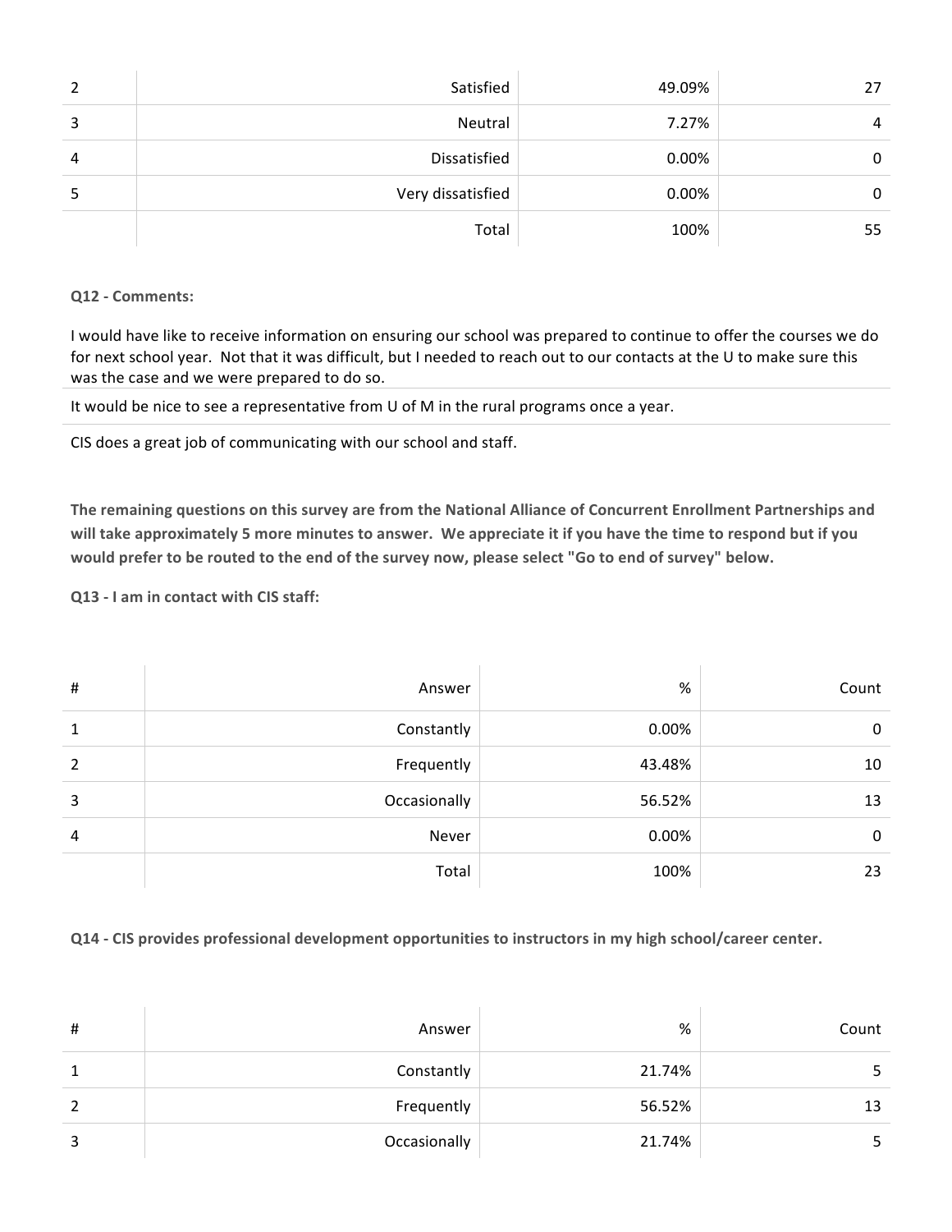| 2 | Satisfied | 49.09% | 27 |
|---|---|---|---|
| 3 | Neutral | 7.27% | 4 |
| 4 | Dissatisfied | 0.00% | 0 |
| 5 | Very dissatisfied | 0.00% | 0 |
| | Total | 100% | 55 |

**Q12 - Comments:**

I would have like to receive information on ensuring our school was prepared to continue to offer the courses we do for next school year. Not that it was difficult, but I needed to reach out to our contacts at the U to make sure this was the case and we were prepared to do so.

It would be nice to see a representative from U of M in the rural programs once a year.

CIS does a great job of communicating with our school and staff.

**The remaining questions on this survey are from the National Alliance of Concurrent Enrollment Partnerships and will take approximately 5 more minutes to answer. We appreciate it if you have the time to respond but if you would prefer to be routed to the end of the survey now, please select "Go to end of survey" below.**

**Q13 - I am in contact with CIS staff:**

| # | Answer | % | Count |
|---|---|---|---|
| 1 | Constantly | 0.00% | 0 |
| 2 | Frequently | 43.48% | 10 |
| 3 | Occasionally | 56.52% | 13 |
| 4 | Never | 0.00% | 0 |
| | Total | 100% | 23 |

**Q14 - CIS provides professional development opportunities to instructors in my high school/career center.**

| # | Answer | % | Count |
|---|---|---|---|
| 1 | Constantly | 21.74% | 5 |
| 2 | Frequently | 56.52% | 13 |
| 3 | Occasionally | 21.74% | 5 |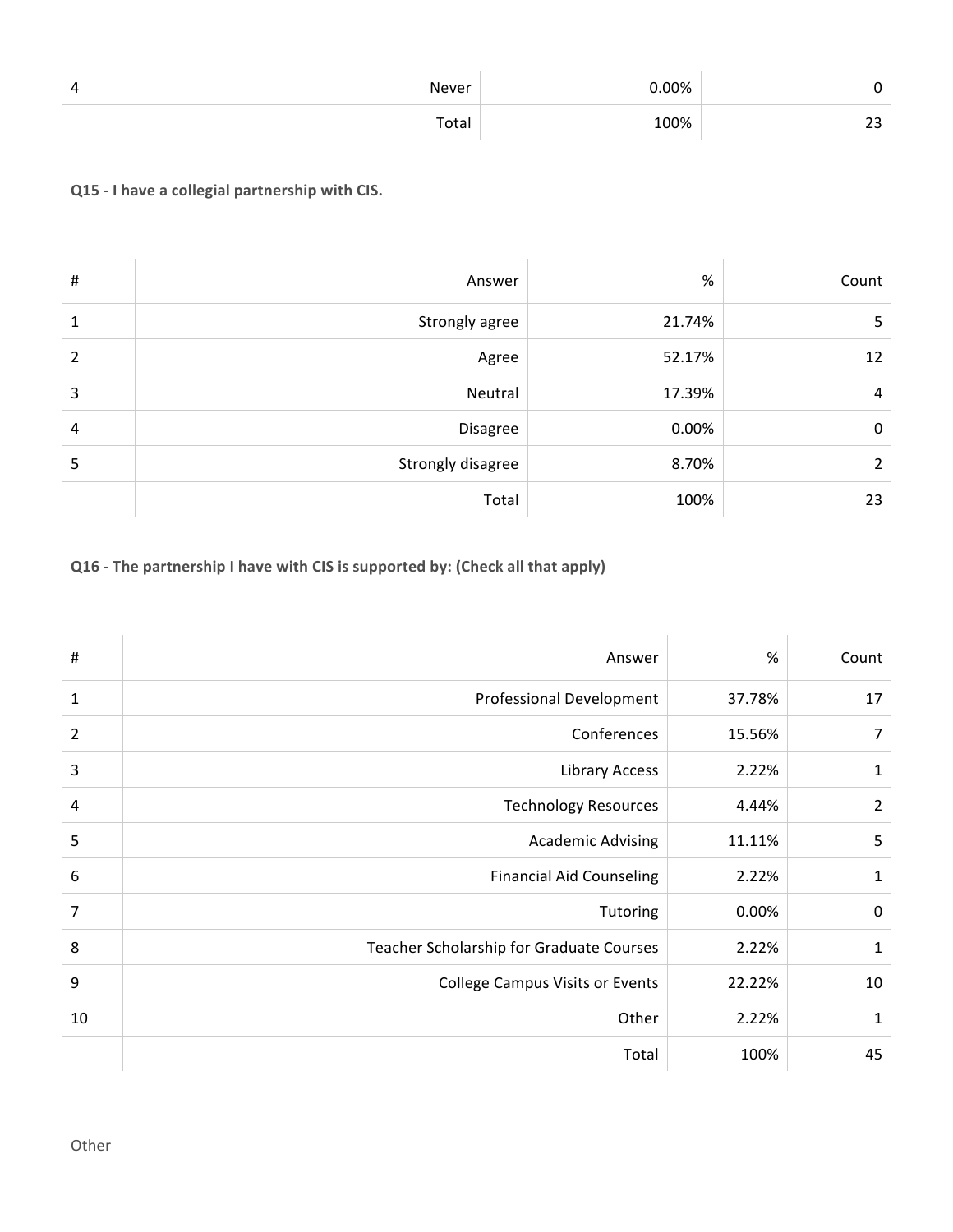| | | | |
|---|---|---|---|
| 4 | Never | 0.00% | 0 |
| | Total | 100% | 23 |

**Q15 - I have a collegial partnership with CIS.**

| # | Answer | % | Count |
|---|---|---|---|
| 1 | Strongly agree | 21.74% | 5 |
| 2 | Agree | 52.17% | 12 |
| 3 | Neutral | 17.39% | 4 |
| 4 | Disagree | 0.00% | 0 |
| 5 | Strongly disagree | 8.70% | 2 |
| | Total | 100% | 23 |

**Q16 - The partnership I have with CIS is supported by: (Check all that apply)**

| # | Answer | % | Count |
|---|---|---|---|
| 1 | Professional Development | 37.78% | 17 |
| 2 | Conferences | 15.56% | 7 |
| 3 | Library Access | 2.22% | 1 |
| 4 | Technology Resources | 4.44% | 2 |
| 5 | Academic Advising | 11.11% | 5 |
| 6 | Financial Aid Counseling | 2.22% | 1 |
| 7 | Tutoring | 0.00% | 0 |
| 8 | Teacher Scholarship for Graduate Courses | 2.22% | 1 |
| 9 | College Campus Visits or Events | 22.22% | 10 |
| 10 | Other | 2.22% | 1 |
| | Total | 100% | 45 |

Other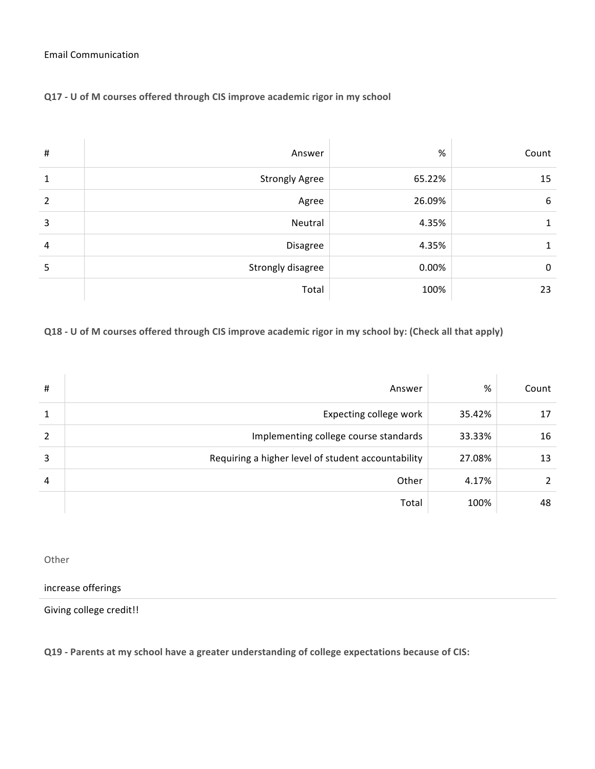Email Communication

**Q17 - U of M courses offered through CIS improve academic rigor in my school**

| # | Answer | % | Count |
|---|---|---|---|
| 1 | Strongly Agree | 65.22% | 15 |
| 2 | Agree | 26.09% | 6 |
| 3 | Neutral | 4.35% | 1 |
| 4 | Disagree | 4.35% | 1 |
| 5 | Strongly disagree | 0.00% | 0 |
| | Total | 100% | 23 |

**Q18 - U of M courses offered through CIS improve academic rigor in my school by: (Check all that apply)**

| # | Answer | % | Count |
|---|---|---|---|
| 1 | Expecting college work | 35.42% | 17 |
| 2 | Implementing college course standards | 33.33% | 16 |
| 3 | Requiring a higher level of student accountability | 27.08% | 13 |
| 4 | Other | 4.17% | 2 |
| | Total | 100% | 48 |

Other

increase offerings

Giving college credit!!

**Q19 - Parents at my school have a greater understanding of college expectations because of CIS:**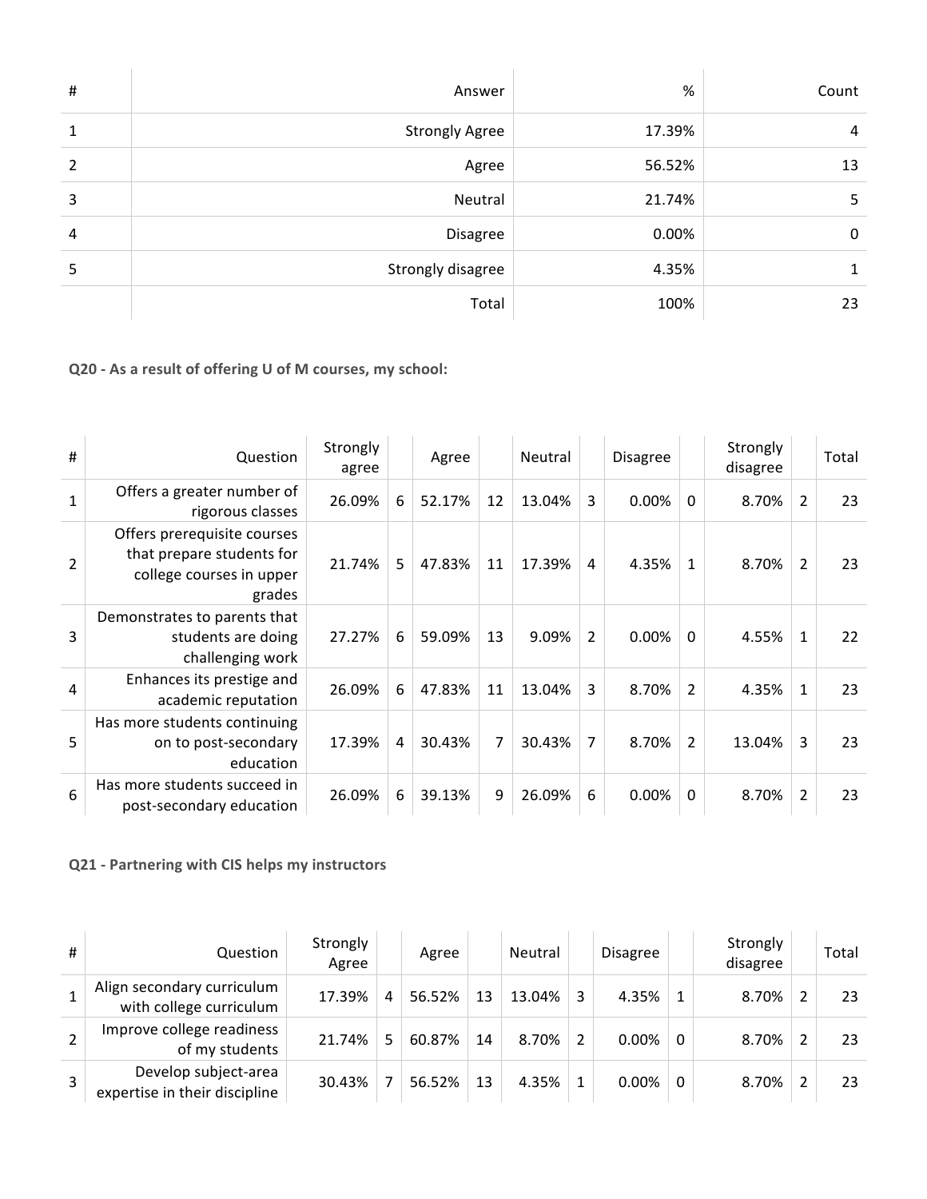| # | Answer | % | Count |
|---|---|---|---|
| 1 | Strongly Agree | 17.39% | 4 |
| 2 | Agree | 56.52% | 13 |
| 3 | Neutral | 21.74% | 5 |
| 4 | Disagree | 0.00% | 0 |
| 5 | Strongly disagree | 4.35% | 1 |
| | Total | 100% | 23 |

**Q20 - As a result of offering U of M courses, my school:**

| # | Question | Strongly agree | | Agree | | Neutral | | Disagree | | Strongly disagree | | Total |
|---|---|---|---|---|---|---|---|---|---|---|---|---|
| 1 | Offers a greater number of rigorous classes | 26.09% | 6 | 52.17% | 12 | 13.04% | 3 | 0.00% | 0 | 8.70% | 2 | 23 |
| 2 | Offers prerequisite courses that prepare students for college courses in upper grades | 21.74% | 5 | 47.83% | 11 | 17.39% | 4 | 4.35% | 1 | 8.70% | 2 | 23 |
| 3 | Demonstrates to parents that students are doing challenging work | 27.27% | 6 | 59.09% | 13 | 9.09% | 2 | 0.00% | 0 | 4.55% | 1 | 22 |
| 4 | Enhances its prestige and academic reputation | 26.09% | 6 | 47.83% | 11 | 13.04% | 3 | 8.70% | 2 | 4.35% | 1 | 23 |
| 5 | Has more students continuing on to post-secondary education | 17.39% | 4 | 30.43% | 7 | 30.43% | 7 | 8.70% | 2 | 13.04% | 3 | 23 |
| 6 | Has more students succeed in post-secondary education | 26.09% | 6 | 39.13% | 9 | 26.09% | 6 | 0.00% | 0 | 8.70% | 2 | 23 |

**Q21 - Partnering with CIS helps my instructors**

| # | Question | Strongly Agree | | Agree | | Neutral | | Disagree | | Strongly disagree | | Total |
|---|---|---|---|---|---|---|---|---|---|---|---|---|
| 1 | Align secondary curriculum with college curriculum | 17.39% | 4 | 56.52% | 13 | 13.04% | 3 | 4.35% | 1 | 8.70% | 2 | 23 |
| 2 | Improve college readiness of my students | 21.74% | 5 | 60.87% | 14 | 8.70% | 2 | 0.00% | 0 | 8.70% | 2 | 23 |
| 3 | Develop subject-area expertise in their discipline | 30.43% | 7 | 56.52% | 13 | 4.35% | 1 | 0.00% | 0 | 8.70% | 2 | 23 |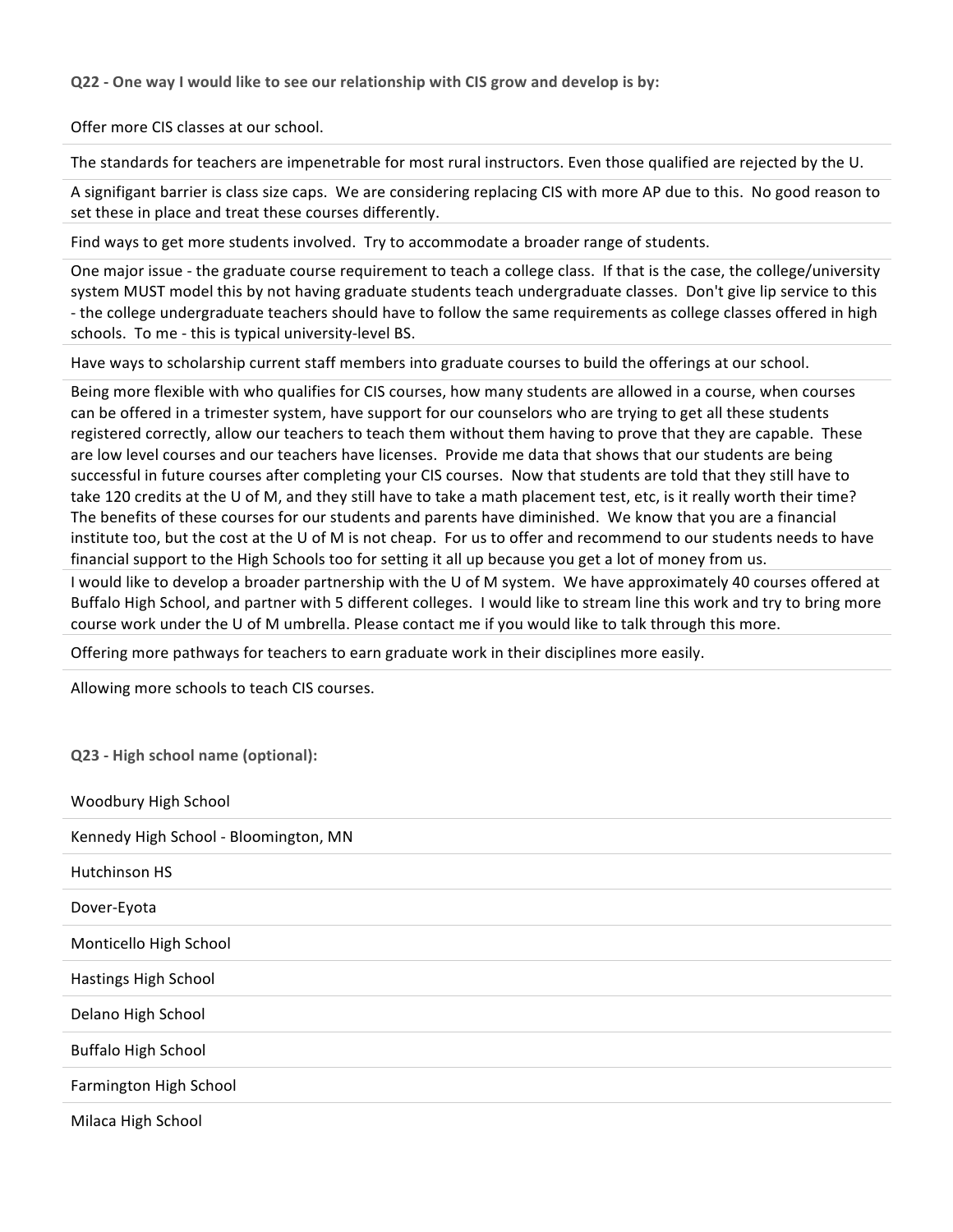**Q22 - One way I would like to see our relationship with CIS grow and develop is by:**

Offer more CIS classes at our school.

The standards for teachers are impenetrable for most rural instructors. Even those qualified are rejected by the U.

A signifigant barrier is class size caps. We are considering replacing CIS with more AP due to this. No good reason to set these in place and treat these courses differently.

Find ways to get more students involved. Try to accommodate a broader range of students.

One major issue - the graduate course requirement to teach a college class. If that is the case, the college/university system MUST model this by not having graduate students teach undergraduate classes. Don't give lip service to this - the college undergraduate teachers should have to follow the same requirements as college classes offered in high schools. To me - this is typical university-level BS.

Have ways to scholarship current staff members into graduate courses to build the offerings at our school.

Being more flexible with who qualifies for CIS courses, how many students are allowed in a course, when courses can be offered in a trimester system, have support for our counselors who are trying to get all these students registered correctly, allow our teachers to teach them without them having to prove that they are capable. These are low level courses and our teachers have licenses. Provide me data that shows that our students are being successful in future courses after completing your CIS courses. Now that students are told that they still have to take 120 credits at the U of M, and they still have to take a math placement test, etc, is it really worth their time? The benefits of these courses for our students and parents have diminished. We know that you are a financial institute too, but the cost at the U of M is not cheap. For us to offer and recommend to our students needs to have financial support to the High Schools too for setting it all up because you get a lot of money from us.

I would like to develop a broader partnership with the U of M system. We have approximately 40 courses offered at Buffalo High School, and partner with 5 different colleges. I would like to stream line this work and try to bring more course work under the U of M umbrella. Please contact me if you would like to talk through this more.

Offering more pathways for teachers to earn graduate work in their disciplines more easily.

Allowing more schools to teach CIS courses.

**Q23 - High school name (optional):**

Woodbury High School

Kennedy High School - Bloomington, MN

Hutchinson HS

Dover-Eyota

Monticello High School

Hastings High School

Delano High School

Buffalo High School

Farmington High School

Milaca High School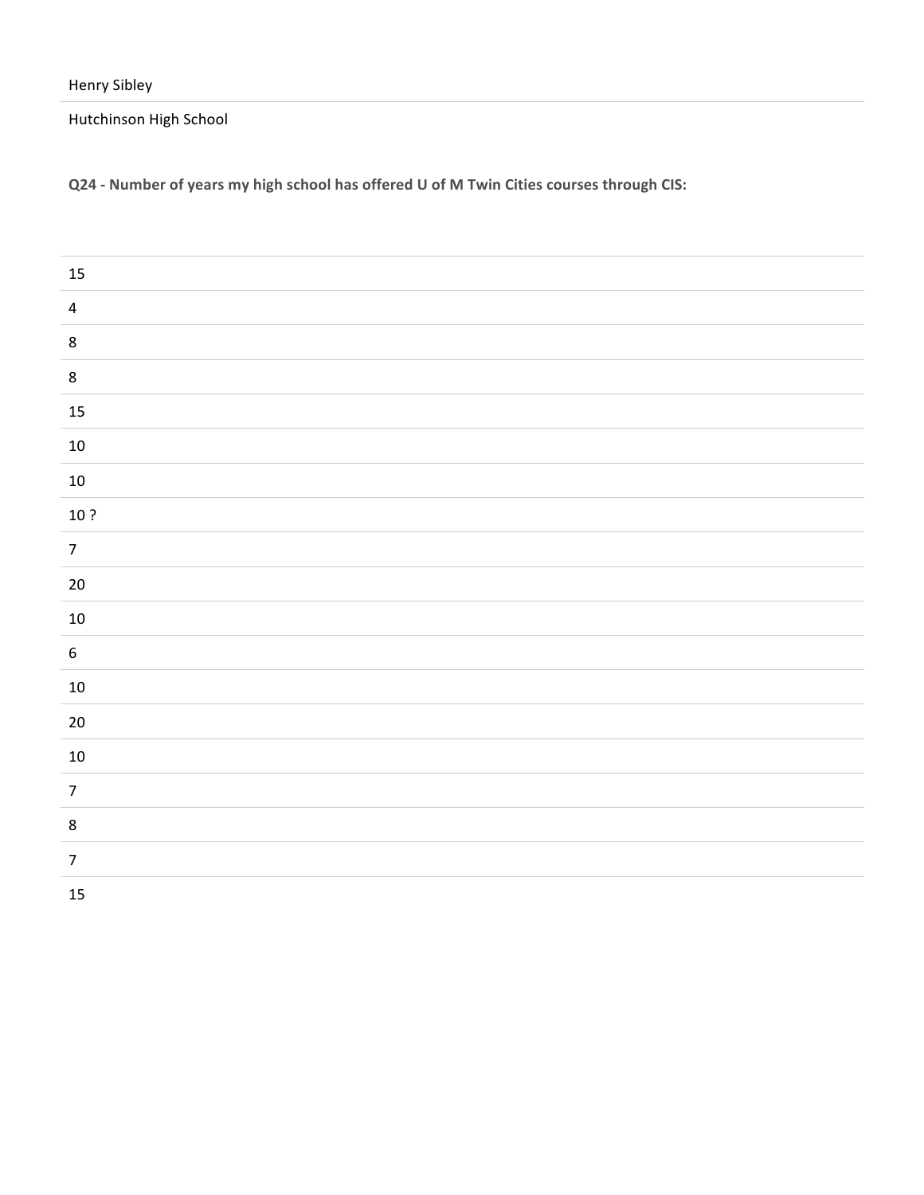Henry Sibley

Hutchinson High School

**Q24 - Number of years my high school has offered U of M Twin Cities courses through CIS:**

15

4

8

8

15

10

10

10 ?

7

20

10

6

10

20

10

7

8

7

15